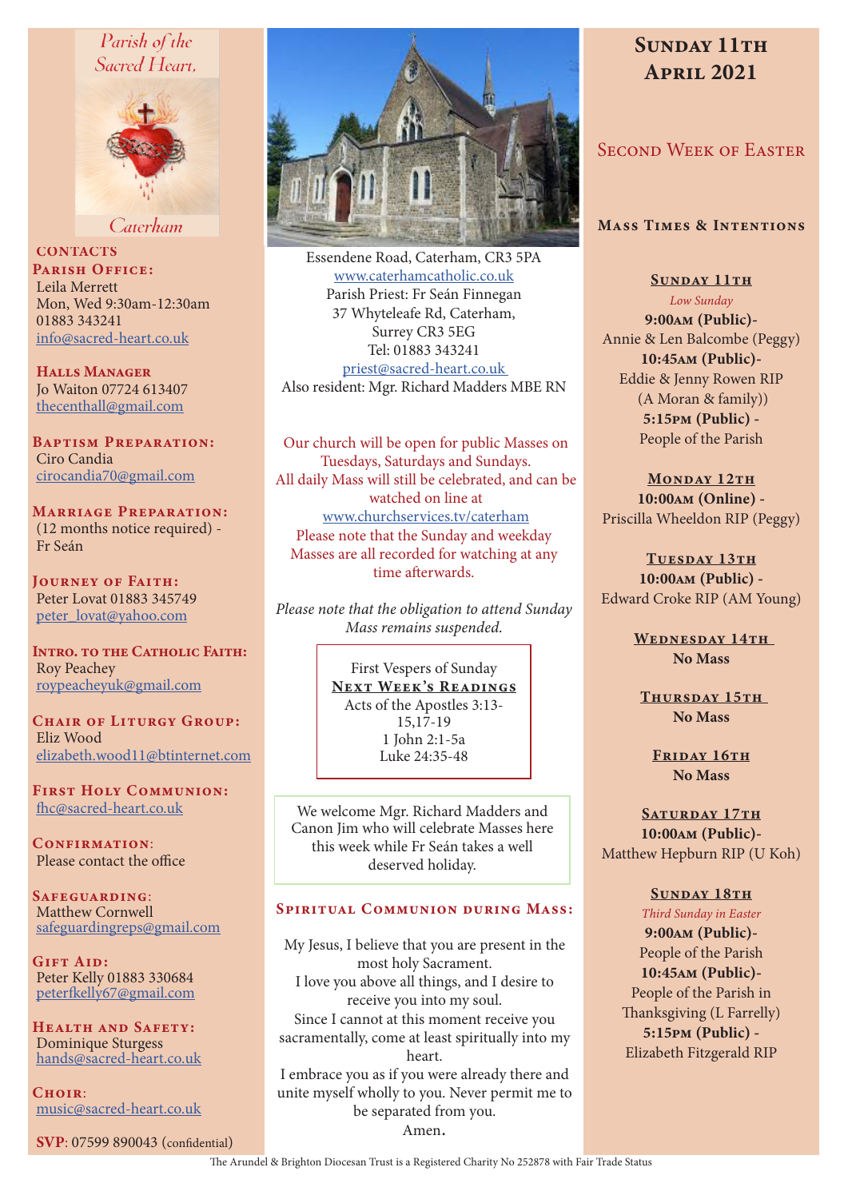Parish of the Sacred Heart, Caterham

## CONTACTS

**Parish Office:**
Leila Merrett
Mon, Wed 9:30am-12:30am
01883 343241
info@sacred-heart.co.uk

**Halls Manager**
Jo Waiton 07724 613407
thecenthall@gmail.com

**Baptism Preparation:**
Ciro Candia
cirocandia70@gmail.com

**Marriage Preparation:**
(12 months notice required) - Fr Seán

**Journey of Faith:**
Peter Lovat 01883 345749
peter_lovat@yahoo.com

**Intro. to the Catholic Faith:**
Roy Peachey
roypeacheyuk@gmail.com

**Chair of Liturgy Group:**
Eliz Wood
elizabeth.wood11@btinternet.com

**First Holy Communion:**
fhc@sacred-heart.co.uk

**Confirmation:**
Please contact the office

**Safeguarding:**
Matthew Cornwell
safeguardingreps@gmail.com

**Gift Aid:**
Peter Kelly 01883 330684
peterfkelly67@gmail.com

**Health and Safety:**
Dominique Sturgess
hands@sacred-heart.co.uk

**Choir:**
music@sacred-heart.co.uk

**SVP**: 07599 890043 (confidential)

Essendene Road, Caterham, CR3 5PA
www.caterhamcatholic.co.uk
Parish Priest: Fr Seán Finnegan
37 Whyteleafe Rd, Caterham,
Surrey CR3 5EG
Tel: 01883 343241
priest@sacred-heart.co.uk
Also resident: Mgr. Richard Madders MBE RN

Our church will be open for public Masses on Tuesdays, Saturdays and Sundays.
All daily Mass will still be celebrated, and can be watched on line at www.churchservices.tv/caterham
Please note that the Sunday and weekday Masses are all recorded for watching at any time afterwards.

*Please note that the obligation to attend Sunday Mass remains suspended.*

First Vespers of Sunday
**Next Week's Readings**
Acts of the Apostles 3:13-15,17-19
1 John 2:1-5a
Luke 24:35-48

We welcome Mgr. Richard Madders and Canon Jim who will celebrate Masses here this week while Fr Seán takes a well deserved holiday.

## Spiritual Communion during Mass:

My Jesus, I believe that you are present in the most holy Sacrament.
I love you above all things, and I desire to receive you into my soul.
Since I cannot at this moment receive you sacramentally, come at least spiritually into my heart.
I embrace you as if you were already there and unite myself wholly to you. Never permit me to be separated from you.
Amen.

# Sunday 11th April 2021

## Second Week of Easter

### Mass Times & Intentions

**Sunday 11th**
*Low Sunday*
**9:00am (Public)**- Annie & Len Balcombe (Peggy)
**10:45am (Public)**- Eddie & Jenny Rowen RIP (A Moran & family))
**5:15pm (Public)** - People of the Parish

**Monday 12th**
**10:00am (Online)** - Priscilla Wheeldon RIP (Peggy)

**Tuesday 13th**
**10:00am (Public)** - Edward Croke RIP (AM Young)

**Wednesday 14th**
**No Mass**

**Thursday 15th**
**No Mass**

**Friday 16th**
**No Mass**

**Saturday 17th**
**10:00am (Public)**- Matthew Hepburn RIP (U Koh)

**Sunday 18th**
*Third Sunday in Easter*
**9:00am (Public)**- People of the Parish
**10:45am (Public)**- People of the Parish in Thanksgiving (L Farrelly)
**5:15pm (Public)** - Elizabeth Fitzgerald RIP

The Arundel & Brighton Diocesan Trust is a Registered Charity No 252878 with Fair Trade Status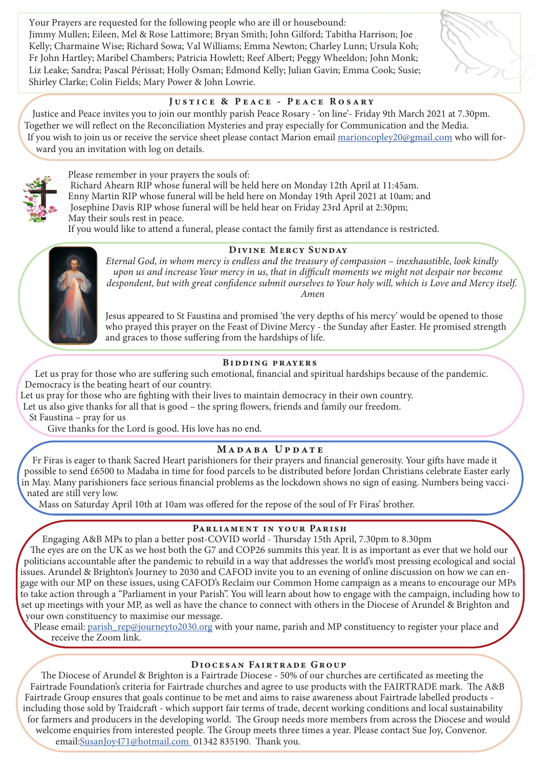Your Prayers are requested for the following people who are ill or housebound:
Jimmy Mullen; Eileen, Mel & Rose Lattimore; Bryan Smith; John Gilford; Tabitha Harrison; Joe Kelly; Charmaine Wise; Richard Sowa; Val Williams; Emma Newton; Charley Lunn; Ursula Koh; Fr John Hartley; Maribel Chambers; Patricia Howlett; Reef Albert; Peggy Wheeldon; John Monk; Liz Leake; Sandra; Pascal Périssat; Holly Osman; Edmond Kelly; Julian Gavin; Emma Cook; Susie; Shirley Clarke; Colin Fields; Mary Power & John Lowrie.

## Justice & Peace - Peace Rosary

Justice and Peace invites you to join our monthly parish Peace Rosary - 'on line'- Friday 9th March 2021 at 7.30pm. Together we will reflect on the Reconciliation Mysteries and pray especially for Communication and the Media. If you wish to join us or receive the service sheet please contact Marion email marioncopley20@gmail.com who will forward you an invitation with log on details.

Please remember in your prayers the souls of:
Richard Ahearn RIP whose funeral will be held here on Monday 12th April at 11:45am.
Enny Martin RIP whose funeral will be held here on Monday 19th April 2021 at 10am; and
Josephine Davis RIP whose funeral will be held hear on Friday 23rd April at 2:30pm;
May their souls rest in peace.
If you would like to attend a funeral, please contact the family first as attendance is restricted.

## Divine Mercy Sunday

*Eternal God, in whom mercy is endless and the treasury of compassion – inexhaustible, look kindly upon us and increase Your mercy in us, that in difficult moments we might not despair nor become despondent, but with great confidence submit ourselves to Your holy will, which is Love and Mercy itself. Amen*

Jesus appeared to St Faustina and promised 'the very depths of his mercy' would be opened to those who prayed this prayer on the Feast of Divine Mercy - the Sunday after Easter. He promised strength and graces to those suffering from the hardships of life.

## Bidding prayers

Let us pray for those who are suffering such emotional, financial and spiritual hardships because of the pandemic.
Democracy is the beating heart of our country.
Let us pray for those who are fighting with their lives to maintain democracy in their own country.
Let us also give thanks for all that is good – the spring flowers, friends and family our freedom.
St Faustina – pray for us
Give thanks for the Lord is good. His love has no end.

## Madaba Update

Fr Firas is eager to thank Sacred Heart parishioners for their prayers and financial generosity. Your gifts have made it possible to send £6500 to Madaba in time for food parcels to be distributed before Jordan Christians celebrate Easter early in May. Many parishioners face serious financial problems as the lockdown shows no sign of easing. Numbers being vaccinated are still very low.
Mass on Saturday April 10th at 10am was offered for the repose of the soul of Fr Firas' brother.

## Parliament in your Parish

Engaging A&B MPs to plan a better post-COVID world - Thursday 15th April, 7.30pm to 8.30pm
The eyes are on the UK as we host both the G7 and COP26 summits this year. It is as important as ever that we hold our politicians accountable after the pandemic to rebuild in a way that addresses the world's most pressing ecological and social issues. Arundel & Brighton's Journey to 2030 and CAFOD invite you to an evening of online discussion on how we can engage with our MP on these issues, using CAFOD's Reclaim our Common Home campaign as a means to encourage our MPs to take action through a "Parliament in your Parish". You will learn about how to engage with the campaign, including how to set up meetings with your MP, as well as have the chance to connect with others in the Diocese of Arundel & Brighton and your own constituency to maximise our message.
Please email: parish_rep@journeyto2030.org with your name, parish and MP constituency to register your place and receive the Zoom link.

## Diocesan Fairtrade Group

The Diocese of Arundel & Brighton is a Fairtrade Diocese - 50% of our churches are certificated as meeting the Fairtrade Foundation's criteria for Fairtrade churches and agree to use products with the FAIRTRADE mark. The A&B Fairtrade Group ensures that goals continue to be met and aims to raise awareness about Fairtrade labelled products - including those sold by Traidcraft - which support fair terms of trade, decent working conditions and local sustainability for farmers and producers in the developing world. The Group needs more members from across the Diocese and would welcome enquiries from interested people. The Group meets three times a year. Please contact Sue Joy, Convenor. email:SusanJoy471@hotmail.com 01342 835190. Thank you.